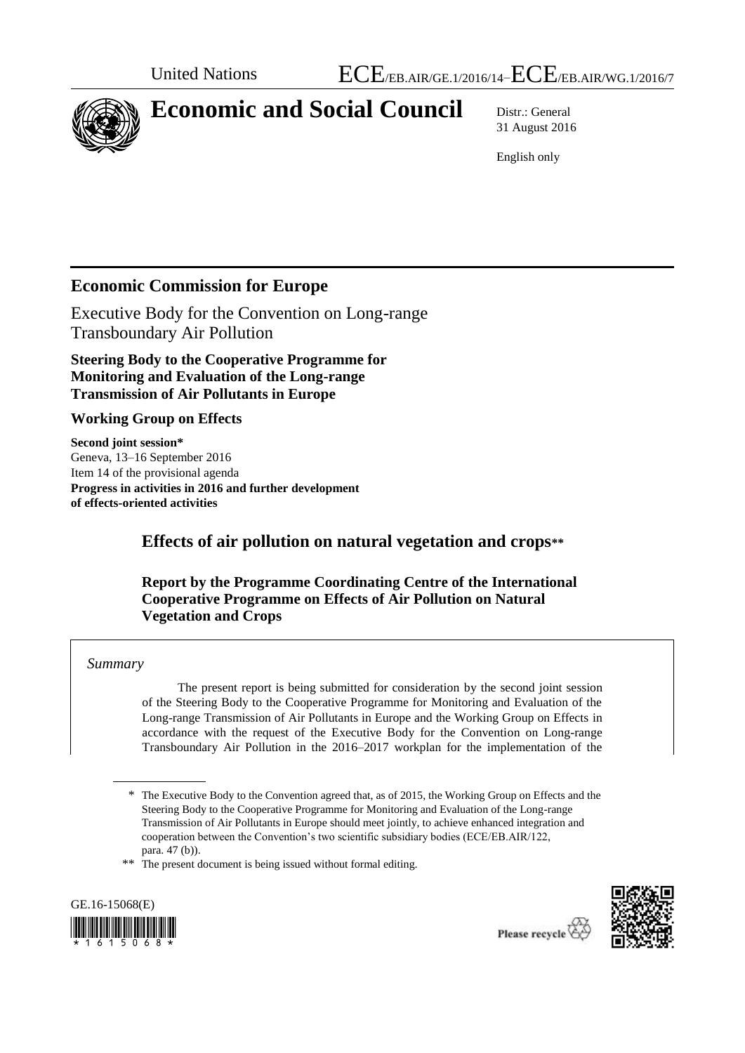United Nations ECE/EB.AIR/GE.1/2016/14–ECE/EB.AIR/WG.1/2016/7

# Economic and Social Council

Distr.: General
31 August 2016

English only

## Economic Commission for Europe

Executive Body for the Convention on Long-range Transboundary Air Pollution

**Steering Body to the Cooperative Programme for Monitoring and Evaluation of the Long-range Transmission of Air Pollutants in Europe**

**Working Group on Effects**

**Second joint session***
Geneva, 13–16 September 2016
Item 14 of the provisional agenda
**Progress in activities in 2016 and further development of effects-oriented activities**

# Effects of air pollution on natural vegetation and crops**

### Report by the Programme Coordinating Centre of the International Cooperative Programme on Effects of Air Pollution on Natural Vegetation and Crops

*Summary*

The present report is being submitted for consideration by the second joint session of the Steering Body to the Cooperative Programme for Monitoring and Evaluation of the Long-range Transmission of Air Pollutants in Europe and the Working Group on Effects in accordance with the request of the Executive Body for the Convention on Long-range Transboundary Air Pollution in the 2016–2017 workplan for the implementation of the

---

\* The Executive Body to the Convention agreed that, as of 2015, the Working Group on Effects and the Steering Body to the Cooperative Programme for Monitoring and Evaluation of the Long-range Transmission of Air Pollutants in Europe should meet jointly, to achieve enhanced integration and cooperation between the Convention's two scientific subsidiary bodies (ECE/EB.AIR/122, para. 47 (b)).

\*\* The present document is being issued without formal editing.

GE.16-15068(E)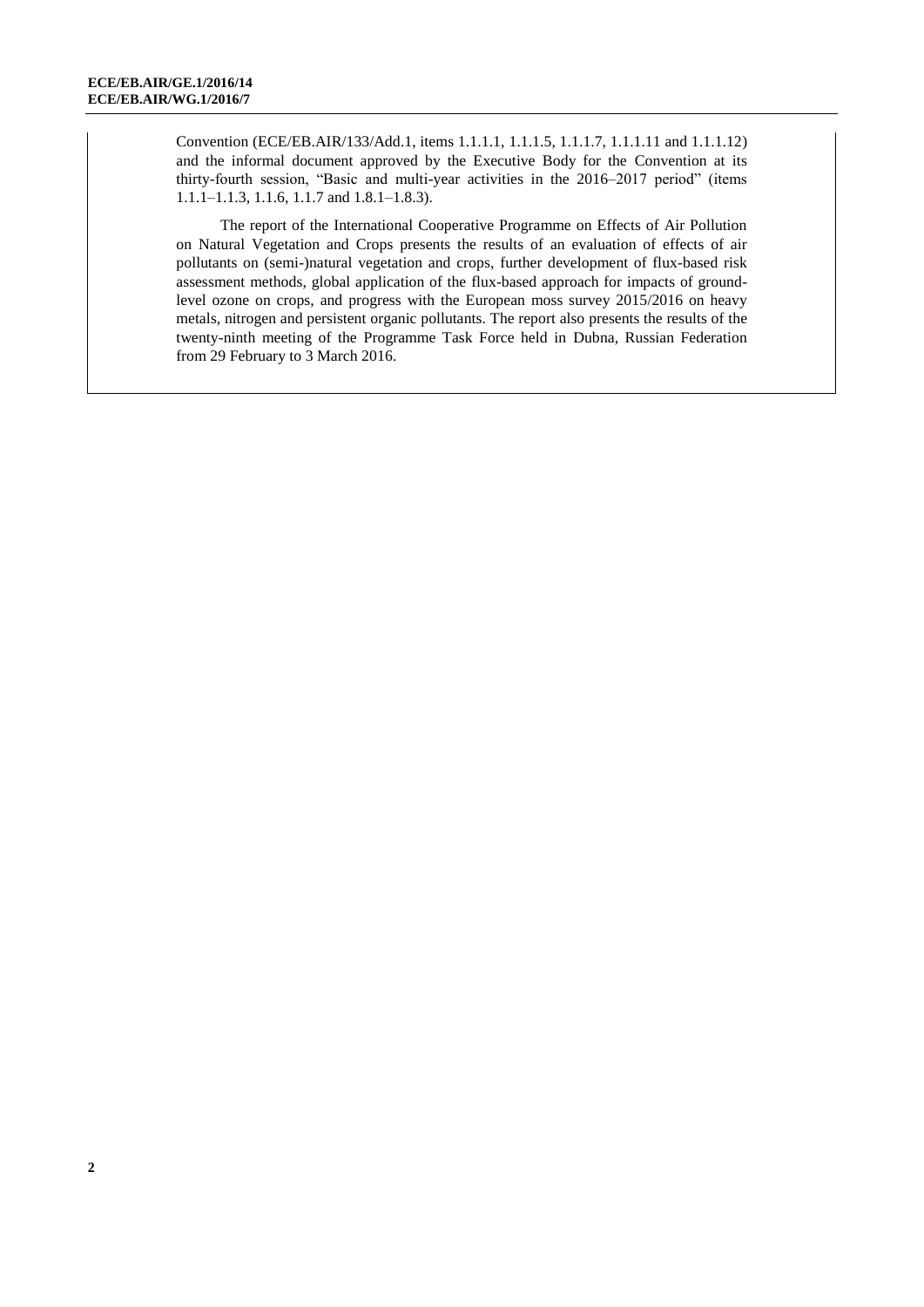Convention (ECE/EB.AIR/133/Add.1, items 1.1.1.1, 1.1.1.5, 1.1.1.7, 1.1.1.11 and 1.1.1.12) and the informal document approved by the Executive Body for the Convention at its thirty-fourth session, "Basic and multi-year activities in the 2016–2017 period" (items 1.1.1–1.1.3, 1.1.6, 1.1.7 and 1.8.1–1.8.3).

The report of the International Cooperative Programme on Effects of Air Pollution on Natural Vegetation and Crops presents the results of an evaluation of effects of air pollutants on (semi-)natural vegetation and crops, further development of flux-based risk assessment methods, global application of the flux-based approach for impacts of ground-level ozone on crops, and progress with the European moss survey 2015/2016 on heavy metals, nitrogen and persistent organic pollutants. The report also presents the results of the twenty-ninth meeting of the Programme Task Force held in Dubna, Russian Federation from 29 February to 3 March 2016.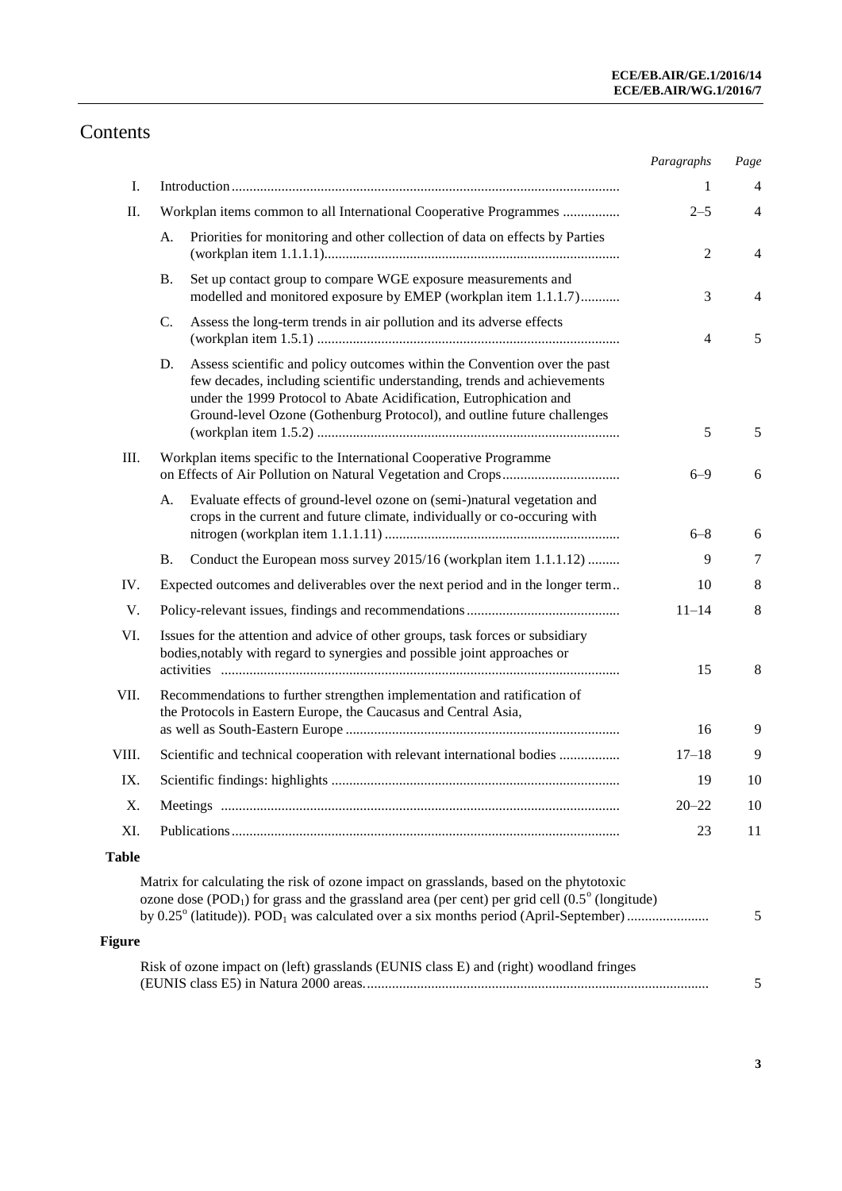# Contents

| | | *Paragraphs* | *Page* |
|---|---|---|---|
| I. | Introduction | 1 | 4 |
| II. | Workplan items common to all International Cooperative Programmes | 2–5 | 4 |
| | A. Priorities for monitoring and other collection of data on effects by Parties (workplan item 1.1.1.1) | 2 | 4 |
| | B. Set up contact group to compare WGE exposure measurements and modelled and monitored exposure by EMEP (workplan item 1.1.1.7) | 3 | 4 |
| | C. Assess the long-term trends in air pollution and its adverse effects (workplan item 1.5.1) | 4 | 5 |
| | D. Assess scientific and policy outcomes within the Convention over the past few decades, including scientific understanding, trends and achievements under the 1999 Protocol to Abate Acidification, Eutrophication and Ground-level Ozone (Gothenburg Protocol), and outline future challenges (workplan item 1.5.2) | 5 | 5 |
| III. | Workplan items specific to the International Cooperative Programme on Effects of Air Pollution on Natural Vegetation and Crops | 6–9 | 6 |
| | A. Evaluate effects of ground-level ozone on (semi-)natural vegetation and crops in the current and future climate, individually or co-occuring with nitrogen (workplan item 1.1.1.11) | 6–8 | 6 |
| | B. Conduct the European moss survey 2015/16 (workplan item 1.1.1.12) | 9 | 7 |
| IV. | Expected outcomes and deliverables over the next period and in the longer term | 10 | 8 |
| V. | Policy-relevant issues, findings and recommendations | 11–14 | 8 |
| VI. | Issues for the attention and advice of other groups, task forces or subsidiary bodies,notably with regard to synergies and possible joint approaches or activities | 15 | 8 |
| VII. | Recommendations to further strengthen implementation and ratification of the Protocols in Eastern Europe, the Caucasus and Central Asia, as well as South-Eastern Europe | 16 | 9 |
| VIII. | Scientific and technical cooperation with relevant international bodies | 17–18 | 9 |
| IX. | Scientific findings: highlights | 19 | 10 |
| X. | Meetings | 20–22 | 10 |
| XI. | Publications | 23 | 11 |

**Table**

| | |
|---|---|
| Matrix for calculating the risk of ozone impact on grasslands, based on the phytotoxic ozone dose ($POD_1$) for grass and the grassland area (per cent) per grid cell (0.5° (longitude) by 0.25° (latitude)). $POD_1$ was calculated over a six months period (April-September) | 5 |

**Figure**

| | |
|---|---|
| Risk of ozone impact on (left) grasslands (EUNIS class E) and (right) woodland fringes (EUNIS class E5) in Natura 2000 areas. | 5 |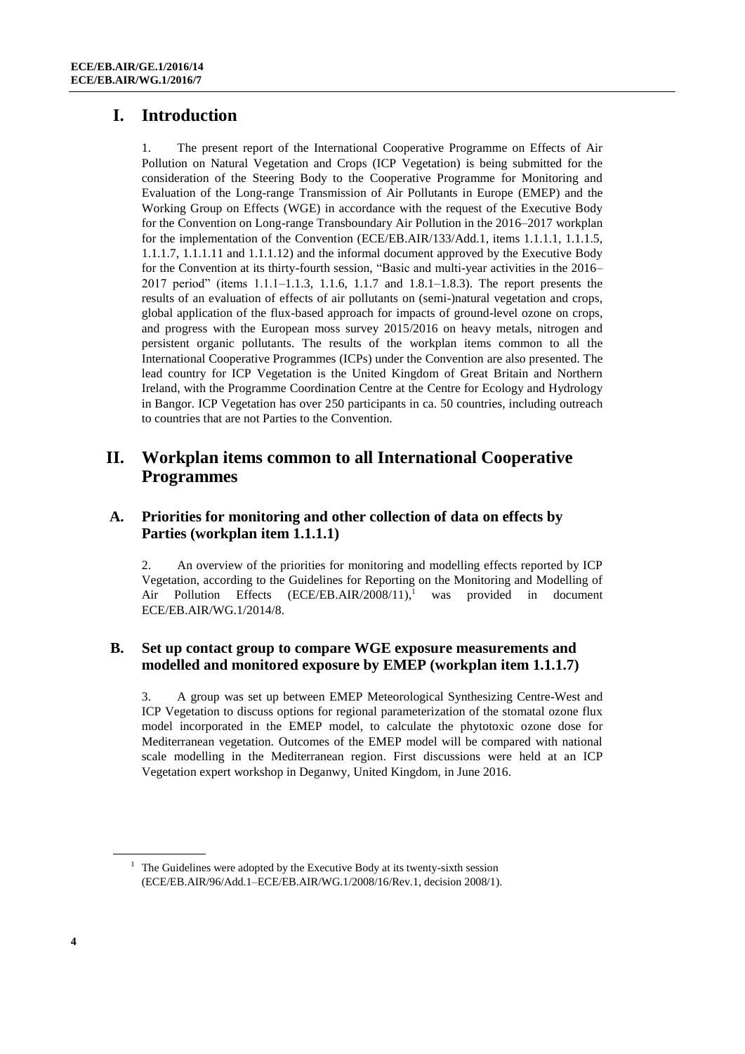# I. Introduction

1. The present report of the International Cooperative Programme on Effects of Air Pollution on Natural Vegetation and Crops (ICP Vegetation) is being submitted for the consideration of the Steering Body to the Cooperative Programme for Monitoring and Evaluation of the Long-range Transmission of Air Pollutants in Europe (EMEP) and the Working Group on Effects (WGE) in accordance with the request of the Executive Body for the Convention on Long-range Transboundary Air Pollution in the 2016–2017 workplan for the implementation of the Convention (ECE/EB.AIR/133/Add.1, items 1.1.1.1, 1.1.1.5, 1.1.1.7, 1.1.1.11 and 1.1.1.12) and the informal document approved by the Executive Body for the Convention at its thirty-fourth session, "Basic and multi-year activities in the 2016–2017 period" (items 1.1.1–1.1.3, 1.1.6, 1.1.7 and 1.8.1–1.8.3). The report presents the results of an evaluation of effects of air pollutants on (semi-)natural vegetation and crops, global application of the flux-based approach for impacts of ground-level ozone on crops, and progress with the European moss survey 2015/2016 on heavy metals, nitrogen and persistent organic pollutants. The results of the workplan items common to all the International Cooperative Programmes (ICPs) under the Convention are also presented. The lead country for ICP Vegetation is the United Kingdom of Great Britain and Northern Ireland, with the Programme Coordination Centre at the Centre for Ecology and Hydrology in Bangor. ICP Vegetation has over 250 participants in ca. 50 countries, including outreach to countries that are not Parties to the Convention.

# II. Workplan items common to all International Cooperative Programmes

## A. Priorities for monitoring and other collection of data on effects by Parties (workplan item 1.1.1.1)

2. An overview of the priorities for monitoring and modelling effects reported by ICP Vegetation, according to the Guidelines for Reporting on the Monitoring and Modelling of Air Pollution Effects (ECE/EB.AIR/2008/11),[1] was provided in document ECE/EB.AIR/WG.1/2014/8.

## B. Set up contact group to compare WGE exposure measurements and modelled and monitored exposure by EMEP (workplan item 1.1.1.7)

3. A group was set up between EMEP Meteorological Synthesizing Centre-West and ICP Vegetation to discuss options for regional parameterization of the stomatal ozone flux model incorporated in the EMEP model, to calculate the phytotoxic ozone dose for Mediterranean vegetation. Outcomes of the EMEP model will be compared with national scale modelling in the Mediterranean region. First discussions were held at an ICP Vegetation expert workshop in Deganwy, United Kingdom, in June 2016.

[1] The Guidelines were adopted by the Executive Body at its twenty-sixth session (ECE/EB.AIR/96/Add.1–ECE/EB.AIR/WG.1/2008/16/Rev.1, decision 2008/1).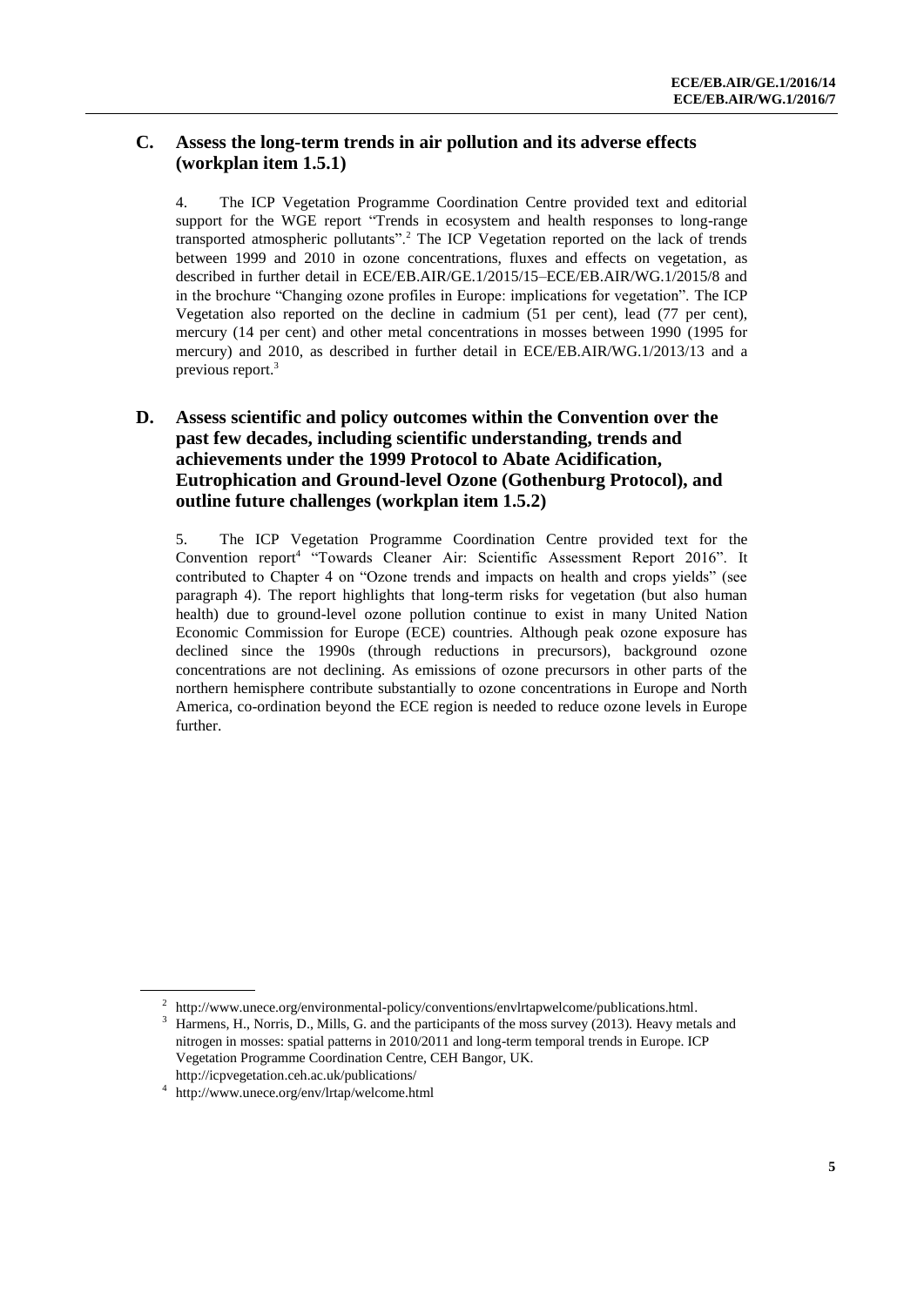## C. Assess the long-term trends in air pollution and its adverse effects (workplan item 1.5.1)

4. The ICP Vegetation Programme Coordination Centre provided text and editorial support for the WGE report "Trends in ecosystem and health responses to long-range transported atmospheric pollutants".[2] The ICP Vegetation reported on the lack of trends between 1999 and 2010 in ozone concentrations, fluxes and effects on vegetation, as described in further detail in ECE/EB.AIR/GE.1/2015/15–ECE/EB.AIR/WG.1/2015/8 and in the brochure "Changing ozone profiles in Europe: implications for vegetation". The ICP Vegetation also reported on the decline in cadmium (51 per cent), lead (77 per cent), mercury (14 per cent) and other metal concentrations in mosses between 1990 (1995 for mercury) and 2010, as described in further detail in ECE/EB.AIR/WG.1/2013/13 and a previous report.[3]

## D. Assess scientific and policy outcomes within the Convention over the past few decades, including scientific understanding, trends and achievements under the 1999 Protocol to Abate Acidification, Eutrophication and Ground-level Ozone (Gothenburg Protocol), and outline future challenges (workplan item 1.5.2)

5. The ICP Vegetation Programme Coordination Centre provided text for the Convention report[4] "Towards Cleaner Air: Scientific Assessment Report 2016". It contributed to Chapter 4 on "Ozone trends and impacts on health and crops yields" (see paragraph 4). The report highlights that long-term risks for vegetation (but also human health) due to ground-level ozone pollution continue to exist in many United Nation Economic Commission for Europe (ECE) countries. Although peak ozone exposure has declined since the 1990s (through reductions in precursors), background ozone concentrations are not declining. As emissions of ozone precursors in other parts of the northern hemisphere contribute substantially to ozone concentrations in Europe and North America, co-ordination beyond the ECE region is needed to reduce ozone levels in Europe further.

---

[2] http://www.unece.org/environmental-policy/conventions/envlrtapwelcome/publications.html.

[3] Harmens, H., Norris, D., Mills, G. and the participants of the moss survey (2013). Heavy metals and nitrogen in mosses: spatial patterns in 2010/2011 and long-term temporal trends in Europe. ICP Vegetation Programme Coordination Centre, CEH Bangor, UK. http://icpvegetation.ceh.ac.uk/publications/

[4] http://www.unece.org/env/lrtap/welcome.html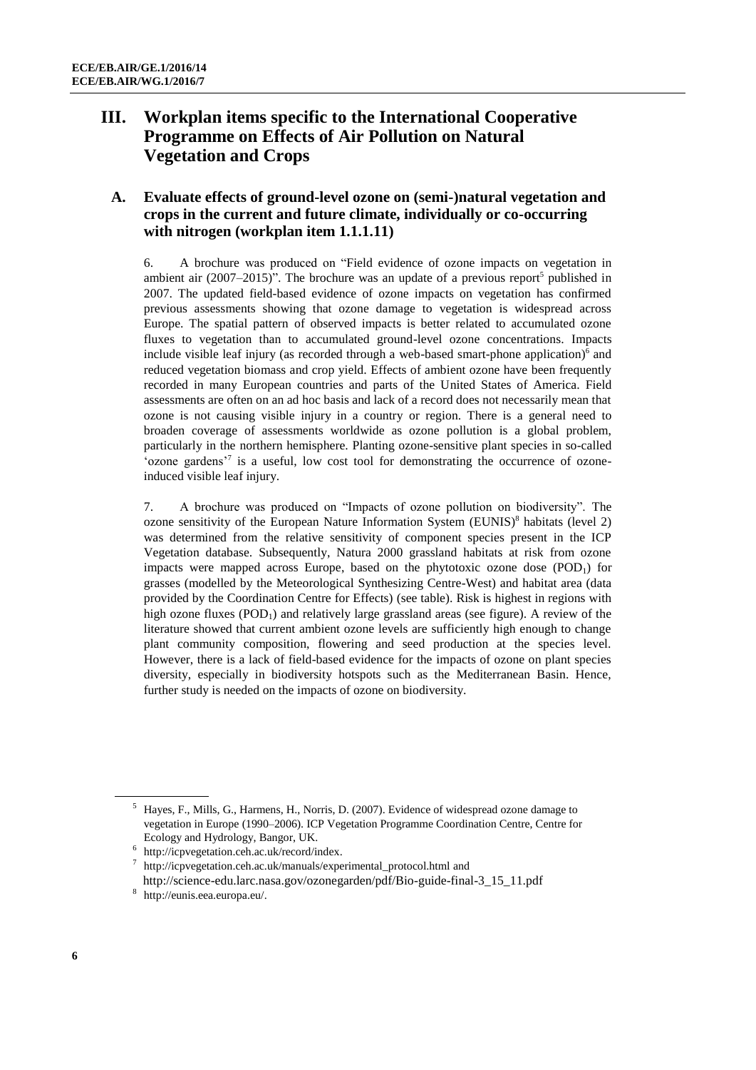## III. Workplan items specific to the International Cooperative Programme on Effects of Air Pollution on Natural Vegetation and Crops

### A. Evaluate effects of ground-level ozone on (semi-)natural vegetation and crops in the current and future climate, individually or co-occurring with nitrogen (workplan item 1.1.1.11)

6. A brochure was produced on "Field evidence of ozone impacts on vegetation in ambient air (2007–2015)". The brochure was an update of a previous report[5] published in 2007. The updated field-based evidence of ozone impacts on vegetation has confirmed previous assessments showing that ozone damage to vegetation is widespread across Europe. The spatial pattern of observed impacts is better related to accumulated ozone fluxes to vegetation than to accumulated ground-level ozone concentrations. Impacts include visible leaf injury (as recorded through a web-based smart-phone application)[6] and reduced vegetation biomass and crop yield. Effects of ambient ozone have been frequently recorded in many European countries and parts of the United States of America. Field assessments are often on an ad hoc basis and lack of a record does not necessarily mean that ozone is not causing visible injury in a country or region. There is a general need to broaden coverage of assessments worldwide as ozone pollution is a global problem, particularly in the northern hemisphere. Planting ozone-sensitive plant species in so-called 'ozone gardens'[7] is a useful, low cost tool for demonstrating the occurrence of ozone-induced visible leaf injury.

7. A brochure was produced on "Impacts of ozone pollution on biodiversity". The ozone sensitivity of the European Nature Information System (EUNIS)[8] habitats (level 2) was determined from the relative sensitivity of component species present in the ICP Vegetation database. Subsequently, Natura 2000 grassland habitats at risk from ozone impacts were mapped across Europe, based on the phytotoxic ozone dose ($POD_1$) for grasses (modelled by the Meteorological Synthesizing Centre-West) and habitat area (data provided by the Coordination Centre for Effects) (see table). Risk is highest in regions with high ozone fluxes ($POD_1$) and relatively large grassland areas (see figure). A review of the literature showed that current ambient ozone levels are sufficiently high enough to change plant community composition, flowering and seed production at the species level. However, there is a lack of field-based evidence for the impacts of ozone on plant species diversity, especially in biodiversity hotspots such as the Mediterranean Basin. Hence, further study is needed on the impacts of ozone on biodiversity.

---

[5] Hayes, F., Mills, G., Harmens, H., Norris, D. (2007). Evidence of widespread ozone damage to vegetation in Europe (1990–2006). ICP Vegetation Programme Coordination Centre, Centre for Ecology and Hydrology, Bangor, UK.

[6] http://icpvegetation.ceh.ac.uk/record/index.

[7] http://icpvegetation.ceh.ac.uk/manuals/experimental_protocol.html and http://science-edu.larc.nasa.gov/ozonegarden/pdf/Bio-guide-final-3_15_11.pdf

[8] http://eunis.eea.europa.eu/.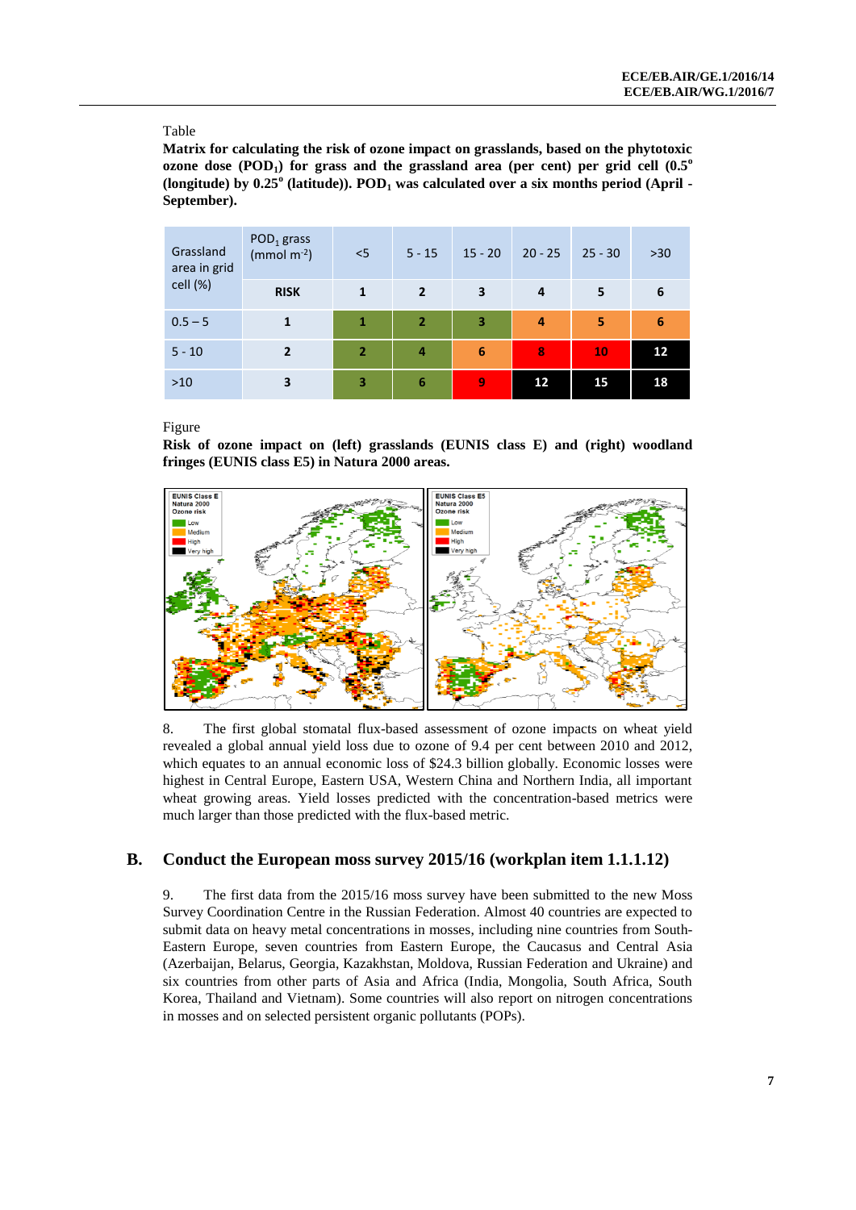Table

**Matrix for calculating the risk of ozone impact on grasslands, based on the phytotoxic ozone dose ($POD_1$) for grass and the grassland area (per cent) per grid cell (0.5° (longitude) by 0.25° (latitude)). $POD_1$ was calculated over a six months period (April - September).**

| Grassland area in grid cell (%) | $POD_1$ grass (mmol $m^{-2}$) | <5 | 5 - 15 | 15 - 20 | 20 - 25 | 25 - 30 | >30 |
|---|---|---|---|---|---|---|---|
| | **RISK** | **1** | **2** | **3** | **4** | **5** | **6** |
| 0.5 – 5 | **1** | **1** | **2** | **3** | **4** | **5** | **6** |
| 5 - 10 | **2** | **2** | **4** | **6** | **8** | **10** | **12** |
| >10 | **3** | **3** | **6** | **9** | **12** | **15** | **18** |

Figure

**Risk of ozone impact on (left) grasslands (EUNIS class E) and (right) woodland fringes (EUNIS class E5) in Natura 2000 areas.**

8. The first global stomatal flux-based assessment of ozone impacts on wheat yield revealed a global annual yield loss due to ozone of 9.4 per cent between 2010 and 2012, which equates to an annual economic loss of $24.3 billion globally. Economic losses were highest in Central Europe, Eastern USA, Western China and Northern India, all important wheat growing areas. Yield losses predicted with the concentration-based metrics were much larger than those predicted with the flux-based metric.

## B. Conduct the European moss survey 2015/16 (workplan item 1.1.1.12)

9. The first data from the 2015/16 moss survey have been submitted to the new Moss Survey Coordination Centre in the Russian Federation. Almost 40 countries are expected to submit data on heavy metal concentrations in mosses, including nine countries from South-Eastern Europe, seven countries from Eastern Europe, the Caucasus and Central Asia (Azerbaijan, Belarus, Georgia, Kazakhstan, Moldova, Russian Federation and Ukraine) and six countries from other parts of Asia and Africa (India, Mongolia, South Africa, South Korea, Thailand and Vietnam). Some countries will also report on nitrogen concentrations in mosses and on selected persistent organic pollutants (POPs).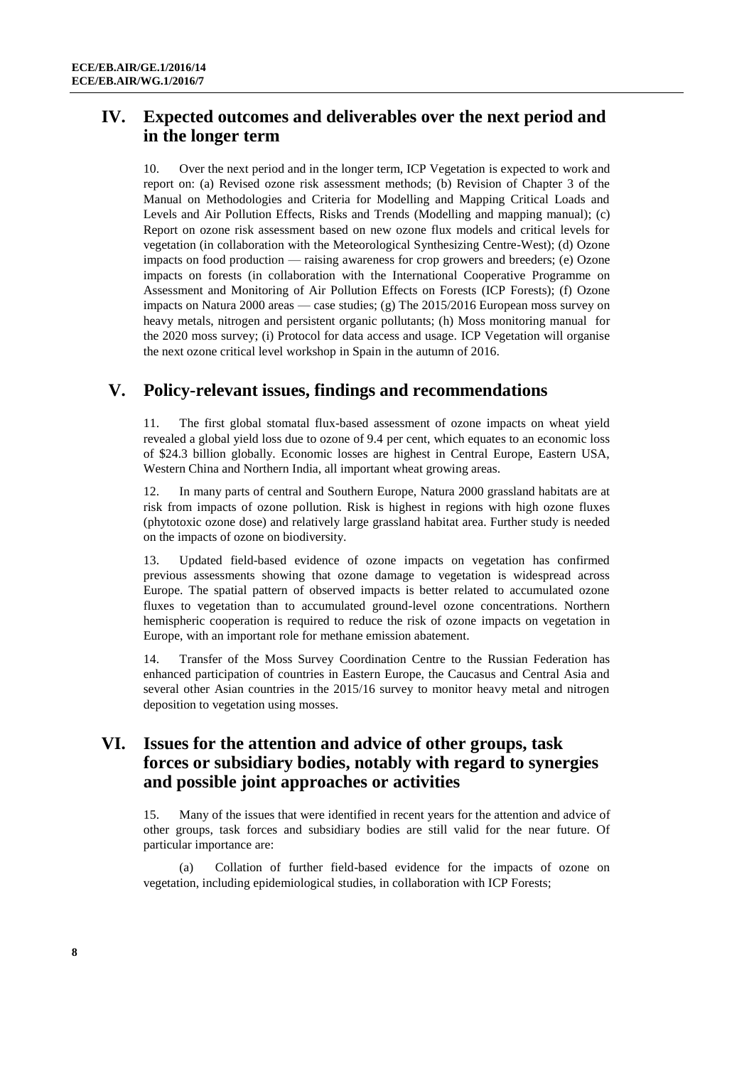## IV. Expected outcomes and deliverables over the next period and in the longer term

10. Over the next period and in the longer term, ICP Vegetation is expected to work and report on: (a) Revised ozone risk assessment methods; (b) Revision of Chapter 3 of the Manual on Methodologies and Criteria for Modelling and Mapping Critical Loads and Levels and Air Pollution Effects, Risks and Trends (Modelling and mapping manual); (c) Report on ozone risk assessment based on new ozone flux models and critical levels for vegetation (in collaboration with the Meteorological Synthesizing Centre-West); (d) Ozone impacts on food production — raising awareness for crop growers and breeders; (e) Ozone impacts on forests (in collaboration with the International Cooperative Programme on Assessment and Monitoring of Air Pollution Effects on Forests (ICP Forests); (f) Ozone impacts on Natura 2000 areas — case studies; (g) The 2015/2016 European moss survey on heavy metals, nitrogen and persistent organic pollutants; (h) Moss monitoring manual for the 2020 moss survey; (i) Protocol for data access and usage. ICP Vegetation will organise the next ozone critical level workshop in Spain in the autumn of 2016.

## V. Policy-relevant issues, findings and recommendations

11. The first global stomatal flux-based assessment of ozone impacts on wheat yield revealed a global yield loss due to ozone of 9.4 per cent, which equates to an economic loss of $24.3 billion globally. Economic losses are highest in Central Europe, Eastern USA, Western China and Northern India, all important wheat growing areas.

12. In many parts of central and Southern Europe, Natura 2000 grassland habitats are at risk from impacts of ozone pollution. Risk is highest in regions with high ozone fluxes (phytotoxic ozone dose) and relatively large grassland habitat area. Further study is needed on the impacts of ozone on biodiversity.

13. Updated field-based evidence of ozone impacts on vegetation has confirmed previous assessments showing that ozone damage to vegetation is widespread across Europe. The spatial pattern of observed impacts is better related to accumulated ozone fluxes to vegetation than to accumulated ground-level ozone concentrations. Northern hemispheric cooperation is required to reduce the risk of ozone impacts on vegetation in Europe, with an important role for methane emission abatement.

14. Transfer of the Moss Survey Coordination Centre to the Russian Federation has enhanced participation of countries in Eastern Europe, the Caucasus and Central Asia and several other Asian countries in the 2015/16 survey to monitor heavy metal and nitrogen deposition to vegetation using mosses.

## VI. Issues for the attention and advice of other groups, task forces or subsidiary bodies, notably with regard to synergies and possible joint approaches or activities

15. Many of the issues that were identified in recent years for the attention and advice of other groups, task forces and subsidiary bodies are still valid for the near future. Of particular importance are:

(a) Collation of further field-based evidence for the impacts of ozone on vegetation, including epidemiological studies, in collaboration with ICP Forests;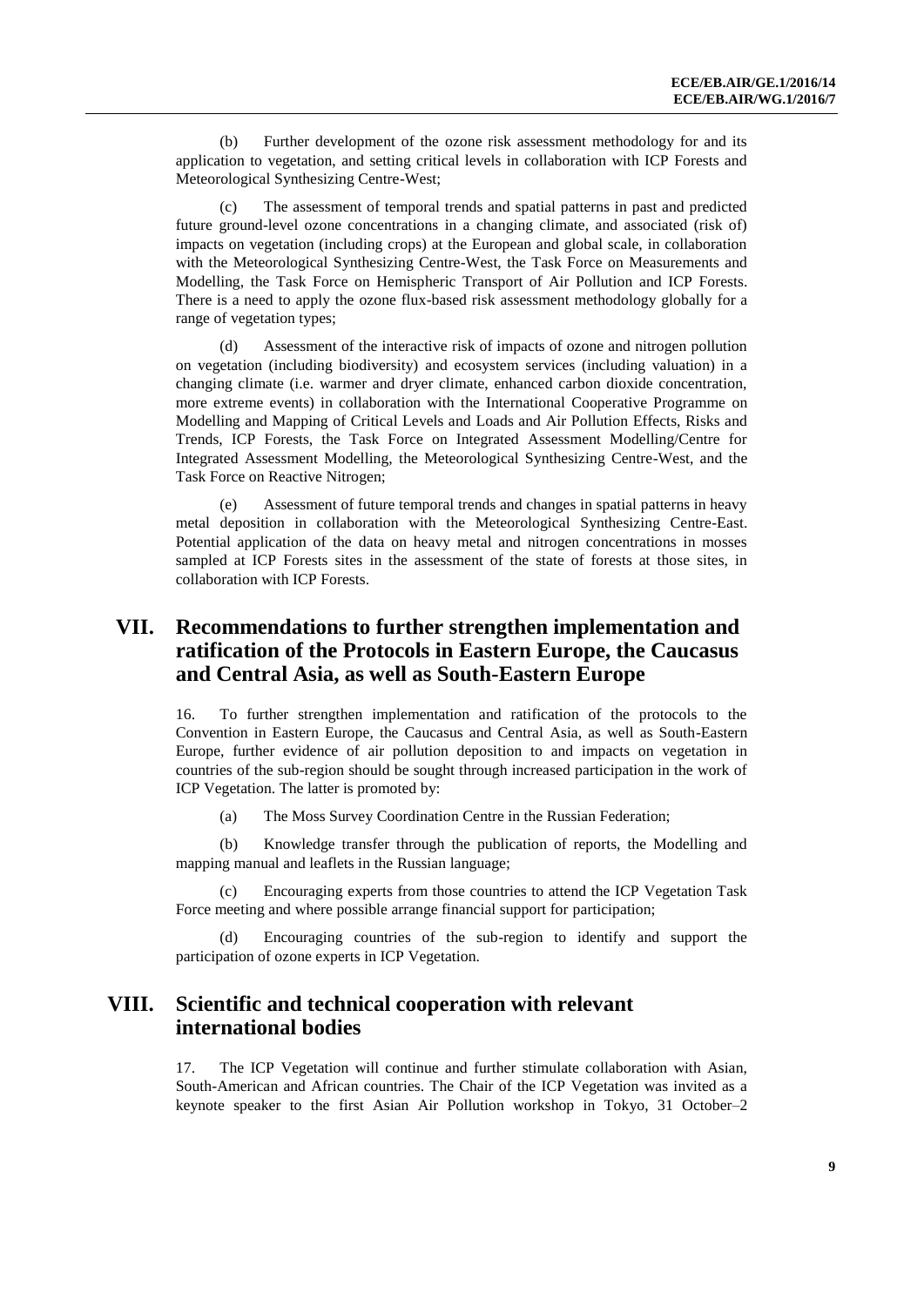(b) Further development of the ozone risk assessment methodology for and its application to vegetation, and setting critical levels in collaboration with ICP Forests and Meteorological Synthesizing Centre-West;

(c) The assessment of temporal trends and spatial patterns in past and predicted future ground-level ozone concentrations in a changing climate, and associated (risk of) impacts on vegetation (including crops) at the European and global scale, in collaboration with the Meteorological Synthesizing Centre-West, the Task Force on Measurements and Modelling, the Task Force on Hemispheric Transport of Air Pollution and ICP Forests. There is a need to apply the ozone flux-based risk assessment methodology globally for a range of vegetation types;

(d) Assessment of the interactive risk of impacts of ozone and nitrogen pollution on vegetation (including biodiversity) and ecosystem services (including valuation) in a changing climate (i.e. warmer and dryer climate, enhanced carbon dioxide concentration, more extreme events) in collaboration with the International Cooperative Programme on Modelling and Mapping of Critical Levels and Loads and Air Pollution Effects, Risks and Trends, ICP Forests, the Task Force on Integrated Assessment Modelling/Centre for Integrated Assessment Modelling, the Meteorological Synthesizing Centre-West, and the Task Force on Reactive Nitrogen;

(e) Assessment of future temporal trends and changes in spatial patterns in heavy metal deposition in collaboration with the Meteorological Synthesizing Centre-East. Potential application of the data on heavy metal and nitrogen concentrations in mosses sampled at ICP Forests sites in the assessment of the state of forests at those sites, in collaboration with ICP Forests.

## VII. Recommendations to further strengthen implementation and ratification of the Protocols in Eastern Europe, the Caucasus and Central Asia, as well as South-Eastern Europe

16. To further strengthen implementation and ratification of the protocols to the Convention in Eastern Europe, the Caucasus and Central Asia, as well as South-Eastern Europe, further evidence of air pollution deposition to and impacts on vegetation in countries of the sub-region should be sought through increased participation in the work of ICP Vegetation. The latter is promoted by:

(a) The Moss Survey Coordination Centre in the Russian Federation;

(b) Knowledge transfer through the publication of reports, the Modelling and mapping manual and leaflets in the Russian language;

(c) Encouraging experts from those countries to attend the ICP Vegetation Task Force meeting and where possible arrange financial support for participation;

(d) Encouraging countries of the sub-region to identify and support the participation of ozone experts in ICP Vegetation.

## VIII. Scientific and technical cooperation with relevant international bodies

17. The ICP Vegetation will continue and further stimulate collaboration with Asian, South-American and African countries. The Chair of the ICP Vegetation was invited as a keynote speaker to the first Asian Air Pollution workshop in Tokyo, 31 October–2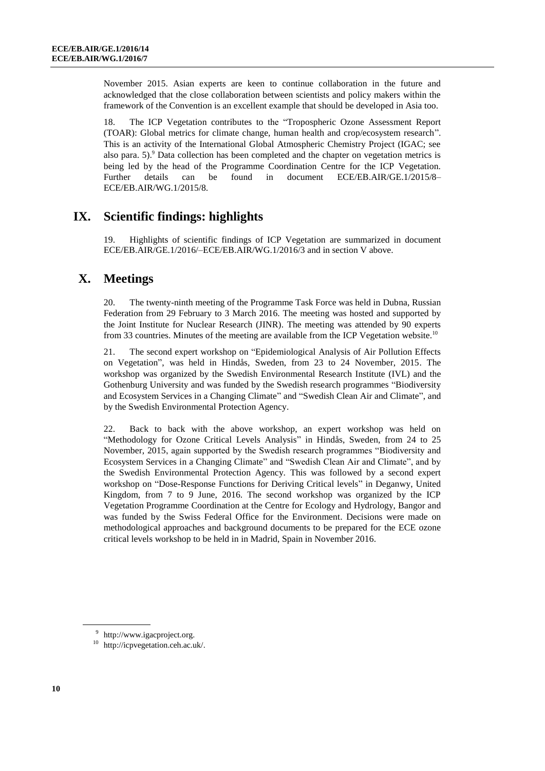November 2015. Asian experts are keen to continue collaboration in the future and acknowledged that the close collaboration between scientists and policy makers within the framework of the Convention is an excellent example that should be developed in Asia too.

18. The ICP Vegetation contributes to the "Tropospheric Ozone Assessment Report (TOAR): Global metrics for climate change, human health and crop/ecosystem research". This is an activity of the International Global Atmospheric Chemistry Project (IGAC; see also para. 5).[9] Data collection has been completed and the chapter on vegetation metrics is being led by the head of the Programme Coordination Centre for the ICP Vegetation. Further details can be found in document ECE/EB.AIR/GE.1/2015/8–ECE/EB.AIR/WG.1/2015/8.

## IX. Scientific findings: highlights

19. Highlights of scientific findings of ICP Vegetation are summarized in document ECE/EB.AIR/GE.1/2016/–ECE/EB.AIR/WG.1/2016/3 and in section V above.

## X. Meetings

20. The twenty-ninth meeting of the Programme Task Force was held in Dubna, Russian Federation from 29 February to 3 March 2016. The meeting was hosted and supported by the Joint Institute for Nuclear Research (JINR). The meeting was attended by 90 experts from 33 countries. Minutes of the meeting are available from the ICP Vegetation website.[10]

21. The second expert workshop on "Epidemiological Analysis of Air Pollution Effects on Vegetation", was held in Hindås, Sweden, from 23 to 24 November, 2015. The workshop was organized by the Swedish Environmental Research Institute (IVL) and the Gothenburg University and was funded by the Swedish research programmes "Biodiversity and Ecosystem Services in a Changing Climate" and "Swedish Clean Air and Climate", and by the Swedish Environmental Protection Agency.

22. Back to back with the above workshop, an expert workshop was held on "Methodology for Ozone Critical Levels Analysis" in Hindås, Sweden, from 24 to 25 November, 2015, again supported by the Swedish research programmes "Biodiversity and Ecosystem Services in a Changing Climate" and "Swedish Clean Air and Climate", and by the Swedish Environmental Protection Agency. This was followed by a second expert workshop on "Dose-Response Functions for Deriving Critical levels" in Deganwy, United Kingdom, from 7 to 9 June, 2016. The second workshop was organized by the ICP Vegetation Programme Coordination at the Centre for Ecology and Hydrology, Bangor and was funded by the Swiss Federal Office for the Environment. Decisions were made on methodological approaches and background documents to be prepared for the ECE ozone critical levels workshop to be held in in Madrid, Spain in November 2016.

---

[9] http://www.igacproject.org.

[10] http://icpvegetation.ceh.ac.uk/.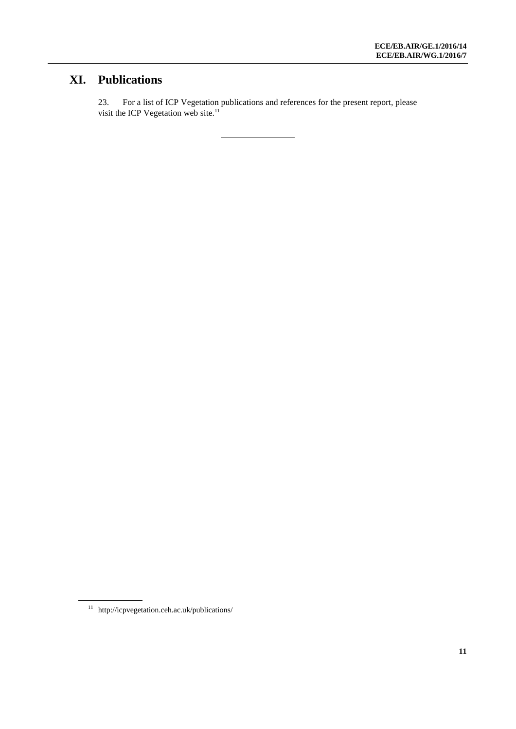# XI. Publications

23. For a list of ICP Vegetation publications and references for the present report, please visit the ICP Vegetation web site.[11]

[11] http://icpvegetation.ceh.ac.uk/publications/